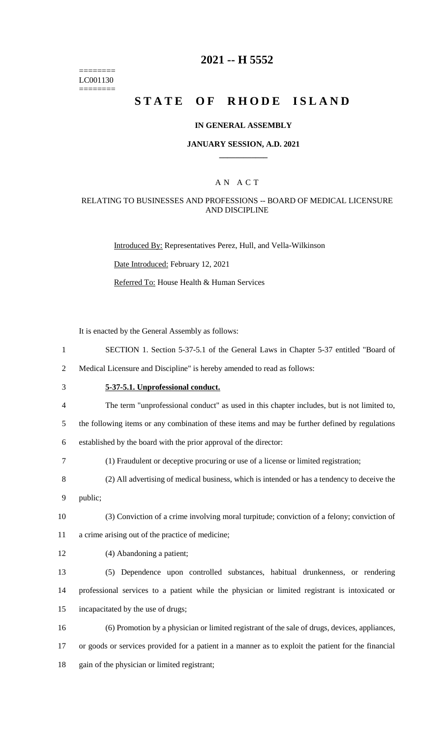========
LC001130
========

# 2021 -- H 5552

# STATE OF RHODE ISLAND

### IN GENERAL ASSEMBLY

### JANUARY SESSION, A.D. 2021

## A N A C T

### RELATING TO BUSINESSES AND PROFESSIONS -- BOARD OF MEDICAL LICENSURE AND DISCIPLINE

Introduced By: Representatives Perez, Hull, and Vella-Wilkinson

Date Introduced: February 12, 2021

Referred To: House Health & Human Services

It is enacted by the General Assembly as follows:

1 SECTION 1. Section 5-37-5.1 of the General Laws in Chapter 5-37 entitled "Board of
2 Medical Licensure and Discipline" is hereby amended to read as follows:

3 **5-37-5.1. Unprofessional conduct.**

4 The term "unprofessional conduct" as used in this chapter includes, but is not limited to,
5 the following items or any combination of these items and may be further defined by regulations
6 established by the board with the prior approval of the director:

7 (1) Fraudulent or deceptive procuring or use of a license or limited registration;

8 (2) All advertising of medical business, which is intended or has a tendency to deceive the
9 public;

10 (3) Conviction of a crime involving moral turpitude; conviction of a felony; conviction of
11 a crime arising out of the practice of medicine;

12 (4) Abandoning a patient;

13 (5) Dependence upon controlled substances, habitual drunkenness, or rendering
14 professional services to a patient while the physician or limited registrant is intoxicated or
15 incapacitated by the use of drugs;

16 (6) Promotion by a physician or limited registrant of the sale of drugs, devices, appliances,
17 or goods or services provided for a patient in a manner as to exploit the patient for the financial
18 gain of the physician or limited registrant;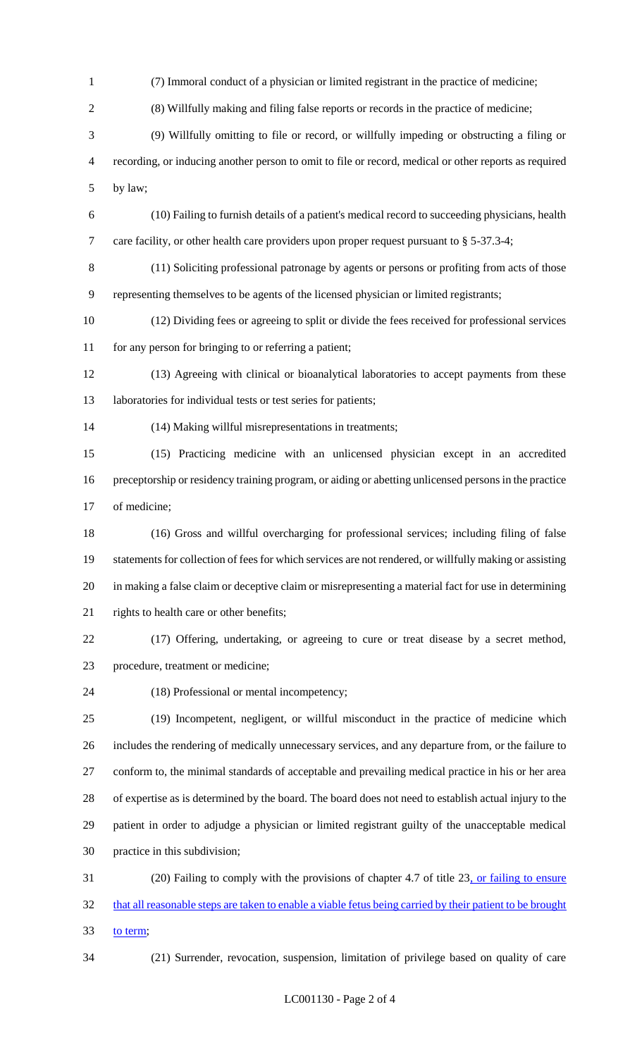(7) Immoral conduct of a physician or limited registrant in the practice of medicine;

(8) Willfully making and filing false reports or records in the practice of medicine;

(9) Willfully omitting to file or record, or willfully impeding or obstructing a filing or recording, or inducing another person to omit to file or record, medical or other reports as required by law;

(10) Failing to furnish details of a patient's medical record to succeeding physicians, health care facility, or other health care providers upon proper request pursuant to § 5-37.3-4;

(11) Soliciting professional patronage by agents or persons or profiting from acts of those representing themselves to be agents of the licensed physician or limited registrants;

(12) Dividing fees or agreeing to split or divide the fees received for professional services for any person for bringing to or referring a patient;

(13) Agreeing with clinical or bioanalytical laboratories to accept payments from these laboratories for individual tests or test series for patients;

(14) Making willful misrepresentations in treatments;

(15) Practicing medicine with an unlicensed physician except in an accredited preceptorship or residency training program, or aiding or abetting unlicensed persons in the practice of medicine;

(16) Gross and willful overcharging for professional services; including filing of false statements for collection of fees for which services are not rendered, or willfully making or assisting in making a false claim or deceptive claim or misrepresenting a material fact for use in determining rights to health care or other benefits;

(17) Offering, undertaking, or agreeing to cure or treat disease by a secret method, procedure, treatment or medicine;

(18) Professional or mental incompetency;

(19) Incompetent, negligent, or willful misconduct in the practice of medicine which includes the rendering of medically unnecessary services, and any departure from, or the failure to conform to, the minimal standards of acceptable and prevailing medical practice in his or her area of expertise as is determined by the board. The board does not need to establish actual injury to the patient in order to adjudge a physician or limited registrant guilty of the unacceptable medical practice in this subdivision;

(20) Failing to comply with the provisions of chapter 4.7 of title 23, or failing to ensure that all reasonable steps are taken to enable a viable fetus being carried by their patient to be brought to term;

(21) Surrender, revocation, suspension, limitation of privilege based on quality of care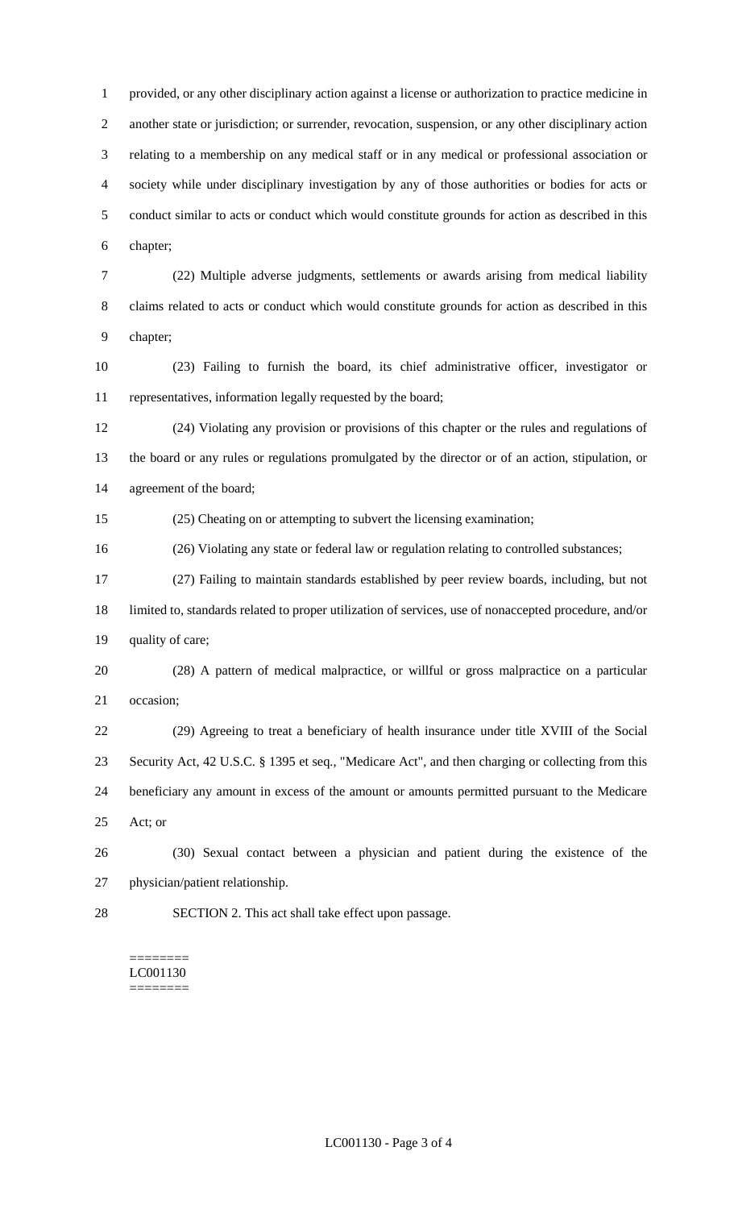provided, or any other disciplinary action against a license or authorization to practice medicine in another state or jurisdiction; or surrender, revocation, suspension, or any other disciplinary action relating to a membership on any medical staff or in any medical or professional association or society while under disciplinary investigation by any of those authorities or bodies for acts or conduct similar to acts or conduct which would constitute grounds for action as described in this chapter;

(22) Multiple adverse judgments, settlements or awards arising from medical liability claims related to acts or conduct which would constitute grounds for action as described in this chapter;

(23) Failing to furnish the board, its chief administrative officer, investigator or representatives, information legally requested by the board;

(24) Violating any provision or provisions of this chapter or the rules and regulations of the board or any rules or regulations promulgated by the director or of an action, stipulation, or agreement of the board;

(25) Cheating on or attempting to subvert the licensing examination;

(26) Violating any state or federal law or regulation relating to controlled substances;

(27) Failing to maintain standards established by peer review boards, including, but not limited to, standards related to proper utilization of services, use of nonaccepted procedure, and/or quality of care;

(28) A pattern of medical malpractice, or willful or gross malpractice on a particular occasion;

(29) Agreeing to treat a beneficiary of health insurance under title XVIII of the Social Security Act, 42 U.S.C. § 1395 et seq., "Medicare Act", and then charging or collecting from this beneficiary any amount in excess of the amount or amounts permitted pursuant to the Medicare Act; or

(30) Sexual contact between a physician and patient during the existence of the physician/patient relationship.

SECTION 2. This act shall take effect upon passage.

========
LC001130
========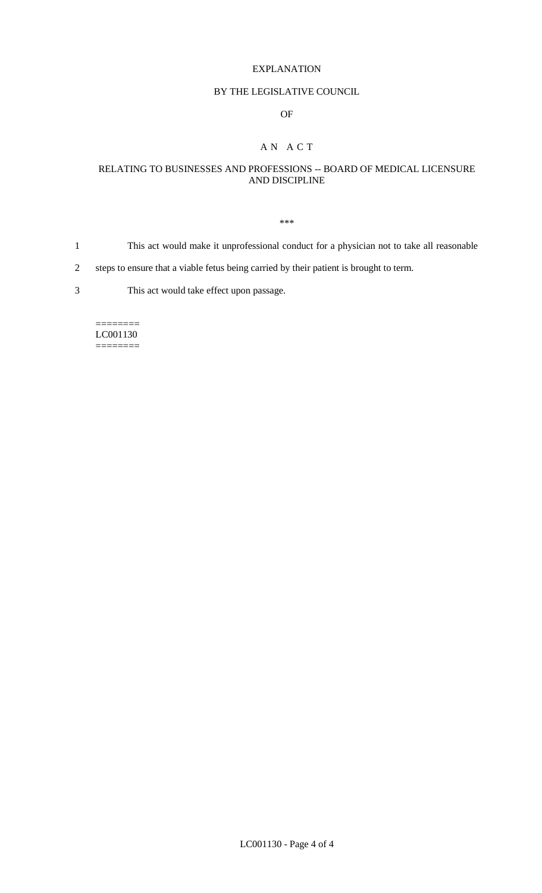EXPLANATION

BY THE LEGISLATIVE COUNCIL

OF

A N A C T

RELATING TO BUSINESSES AND PROFESSIONS -- BOARD OF MEDICAL LICENSURE AND DISCIPLINE

***

1 This act would make it unprofessional conduct for a physician not to take all reasonable

2 steps to ensure that a viable fetus being carried by their patient is brought to term.

3 This act would take effect upon passage.

========
LC001130
========